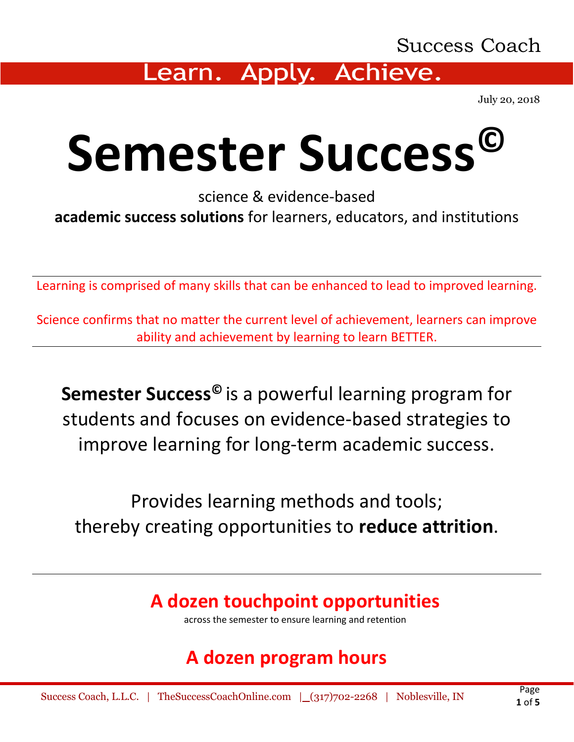Success Coach

**Learn. Apply. Achieve.**

July 20, 2018

# Semester Success©

science & evidence-based
**academic success solutions** for learners, educators, and institutions

---

Learning is comprised of many skills that can be enhanced to lead to improved learning.

Science confirms that no matter the current level of achievement, learners can improve ability and achievement by learning to learn BETTER.

---

**Semester Success©** is a powerful learning program for students and focuses on evidence-based strategies to improve learning for long-term academic success.

Provides learning methods and tools; thereby creating opportunities to **reduce attrition**.

---

## A dozen touchpoint opportunities

across the semester to ensure learning and retention

## A dozen program hours

Success Coach, L.L.C. | TheSuccessCoachOnline.com | (317)702-2268 | Noblesville, IN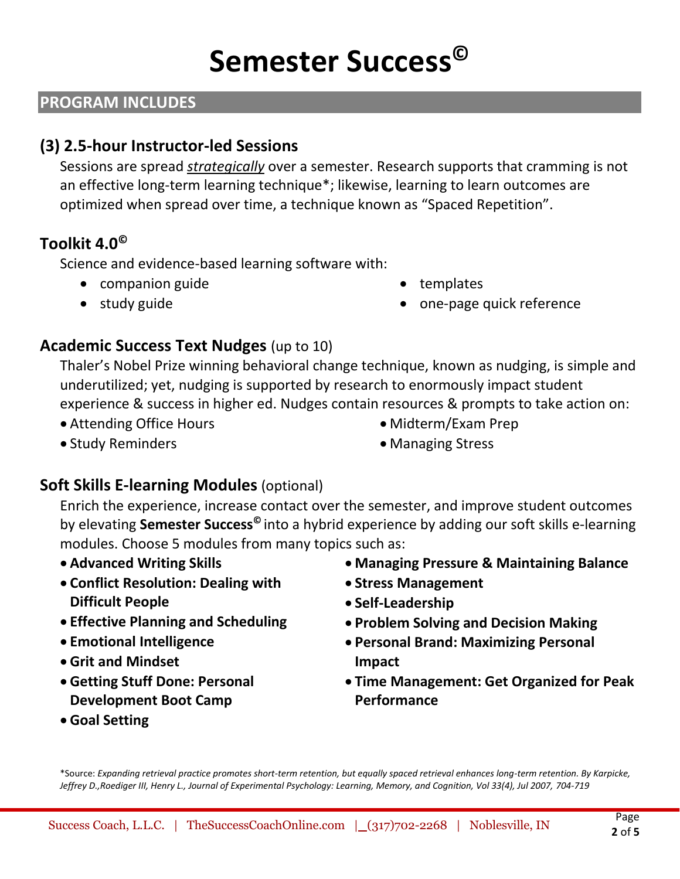# Semester Success©

## PROGRAM INCLUDES

### (3) 2.5-hour Instructor-led Sessions

Sessions are spread ***strategically*** over a semester. Research supports that cramming is not an effective long-term learning technique*; likewise, learning to learn outcomes are optimized when spread over time, a technique known as "Spaced Repetition".

### Toolkit 4.0©

Science and evidence-based learning software with:

- companion guide
- study guide
- templates
- one-page quick reference

### Academic Success Text Nudges (up to 10)

Thaler's Nobel Prize winning behavioral change technique, known as nudging, is simple and underutilized; yet, nudging is supported by research to enormously impact student experience & success in higher ed. Nudges contain resources & prompts to take action on:

- Attending Office Hours
- Study Reminders
- Midterm/Exam Prep
- Managing Stress

### Soft Skills E-learning Modules (optional)

Enrich the experience, increase contact over the semester, and improve student outcomes by elevating **Semester Success©** into a hybrid experience by adding our soft skills e-learning modules. Choose 5 modules from many topics such as:

- **Advanced Writing Skills**
- **Conflict Resolution: Dealing with Difficult People**
- **Effective Planning and Scheduling**
- **Emotional Intelligence**
- **Grit and Mindset**
- **Getting Stuff Done: Personal Development Boot Camp**
- **Goal Setting**
- **Managing Pressure & Maintaining Balance**
- **Stress Management**
- **Self-Leadership**
- **Problem Solving and Decision Making**
- **Personal Brand: Maximizing Personal Impact**
- **Time Management: Get Organized for Peak Performance**

*Source: *Expanding retrieval practice promotes short-term retention, but equally spaced retrieval enhances long-term retention. By Karpicke, Jeffrey D.,Roediger III, Henry L., Journal of Experimental Psychology: Learning, Memory, and Cognition, Vol 33(4), Jul 2007, 704-719*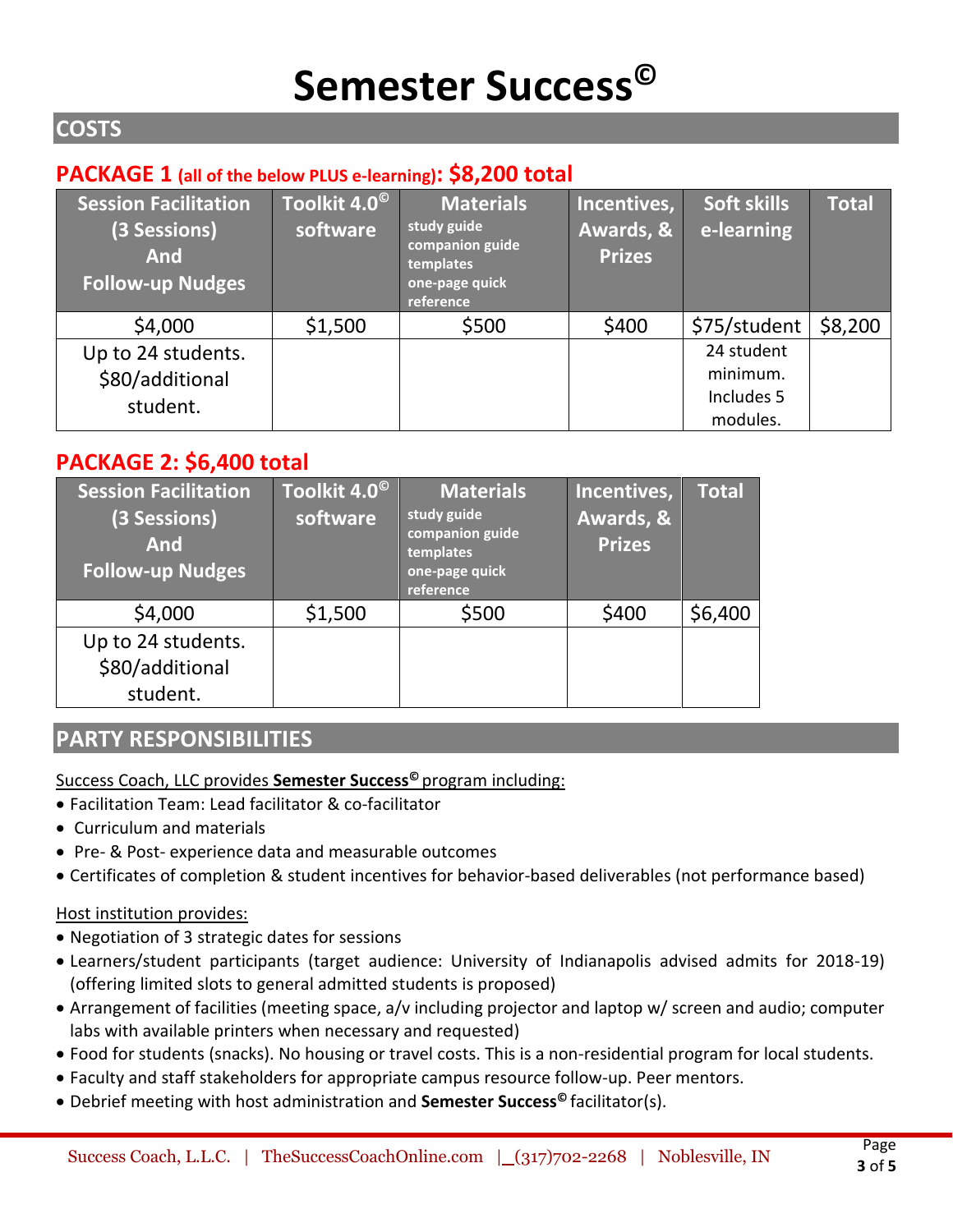# Semester Success©

## COSTS

### PACKAGE 1 (all of the below PLUS e-learning): $8,200 total

| Session Facilitation (3 Sessions) And Follow-up Nudges | Toolkit 4.0© software | Materials study guide companion guide templates one-page quick reference | Incentives, Awards, & Prizes | Soft skills e-learning | Total |
|---|---|---|---|---|---|
| $4,000 | $1,500 | $500 | $400 | $75/student | $8,200 |
| Up to 24 students. $80/additional student. | | | | 24 student minimum. Includes 5 modules. | |

### PACKAGE 2: $6,400 total

| Session Facilitation (3 Sessions) And Follow-up Nudges | Toolkit 4.0© software | Materials study guide companion guide templates one-page quick reference | Incentives, Awards, & Prizes | Total |
|---|---|---|---|---|
| $4,000 | $1,500 | $500 | $400 | $6,400 |
| Up to 24 students. $80/additional student. | | | | |

## PARTY RESPONSIBILITIES

Success Coach, LLC provides **Semester Success©** program including:

- Facilitation Team: Lead facilitator & co-facilitator
- Curriculum and materials
- Pre- & Post- experience data and measurable outcomes
- Certificates of completion & student incentives for behavior-based deliverables (not performance based)

Host institution provides:

- Negotiation of 3 strategic dates for sessions
- Learners/student participants (target audience: University of Indianapolis advised admits for 2018-19) (offering limited slots to general admitted students is proposed)
- Arrangement of facilities (meeting space, a/v including projector and laptop w/ screen and audio; computer labs with available printers when necessary and requested)
- Food for students (snacks). No housing or travel costs. This is a non-residential program for local students.
- Faculty and staff stakeholders for appropriate campus resource follow-up. Peer mentors.
- Debrief meeting with host administration and **Semester Success©** facilitator(s).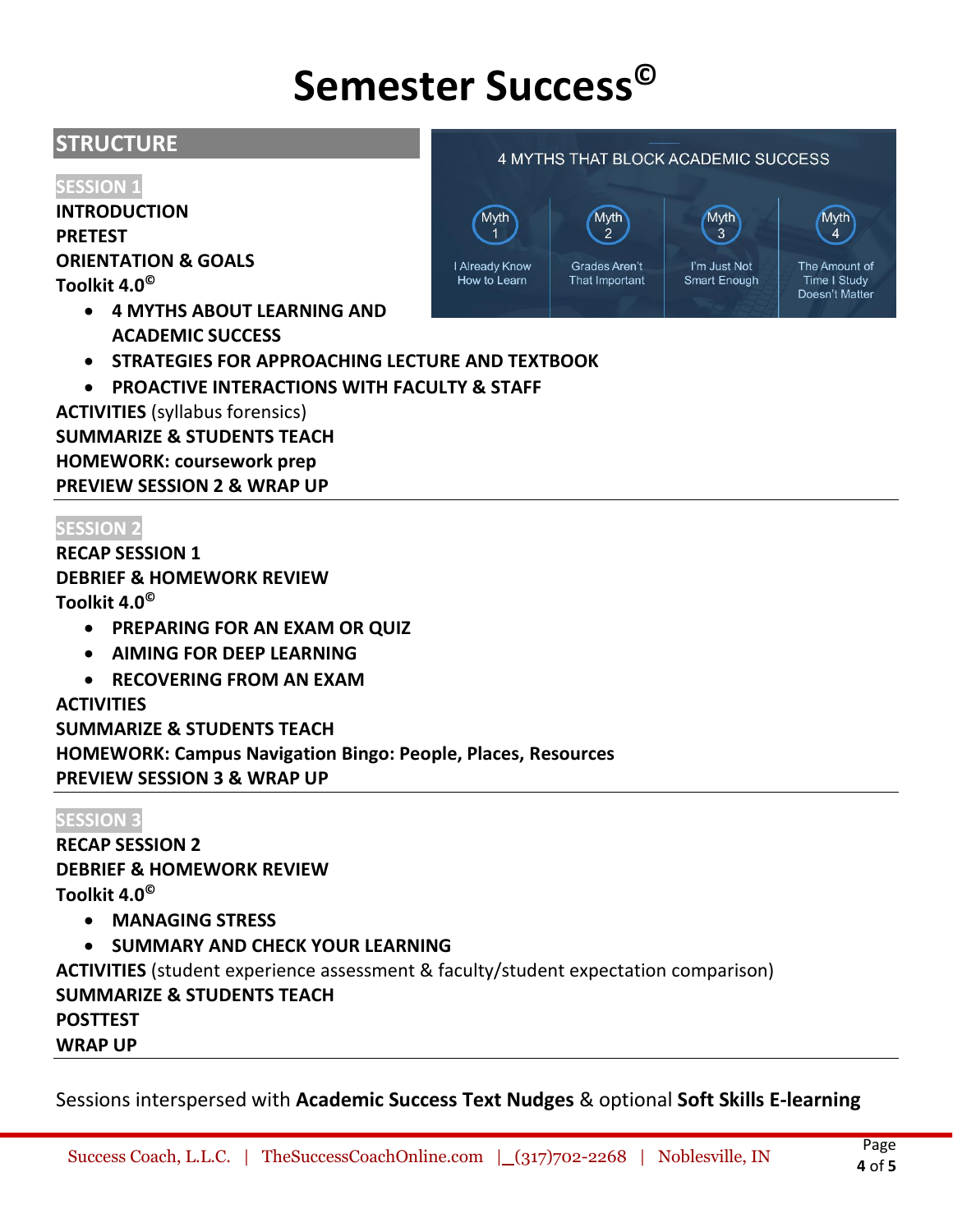# Semester Success©

## STRUCTURE

4 MYTHS THAT BLOCK ACADEMIC SUCCESS

| Myth 1 | Myth 2 | Myth 3 | Myth 4 |
|---|---|---|---|
| I Already Know How to Learn | Grades Aren't That Important | I'm Just Not Smart Enough | The Amount of Time I Study Doesn't Matter |

### SESSION 1

**INTRODUCTION**
**PRETEST**
**ORIENTATION & GOALS**
**Toolkit 4.0©**

- **4 MYTHS ABOUT LEARNING AND ACADEMIC SUCCESS**
- **STRATEGIES FOR APPROACHING LECTURE AND TEXTBOOK**
- **PROACTIVE INTERACTIONS WITH FACULTY & STAFF**

**ACTIVITIES** (syllabus forensics)
**SUMMARIZE & STUDENTS TEACH**
**HOMEWORK: coursework prep**
**PREVIEW SESSION 2 & WRAP UP**

---

### SESSION 2

**RECAP SESSION 1**
**DEBRIEF & HOMEWORK REVIEW**
**Toolkit 4.0©**

- **PREPARING FOR AN EXAM OR QUIZ**
- **AIMING FOR DEEP LEARNING**
- **RECOVERING FROM AN EXAM**

**ACTIVITIES**
**SUMMARIZE & STUDENTS TEACH**
**HOMEWORK: Campus Navigation Bingo: People, Places, Resources**
**PREVIEW SESSION 3 & WRAP UP**

---

### SESSION 3

**RECAP SESSION 2**
**DEBRIEF & HOMEWORK REVIEW**
**Toolkit 4.0©**

- **MANAGING STRESS**
- **SUMMARY AND CHECK YOUR LEARNING**

**ACTIVITIES** (student experience assessment & faculty/student expectation comparison)
**SUMMARIZE & STUDENTS TEACH**
**POSTTEST**
**WRAP UP**

---

Sessions interspersed with **Academic Success Text Nudges** & optional **Soft Skills E-learning**

Success Coach, L.L.C. | TheSuccessCoachOnline.com | (317)702-2268 | Noblesville, IN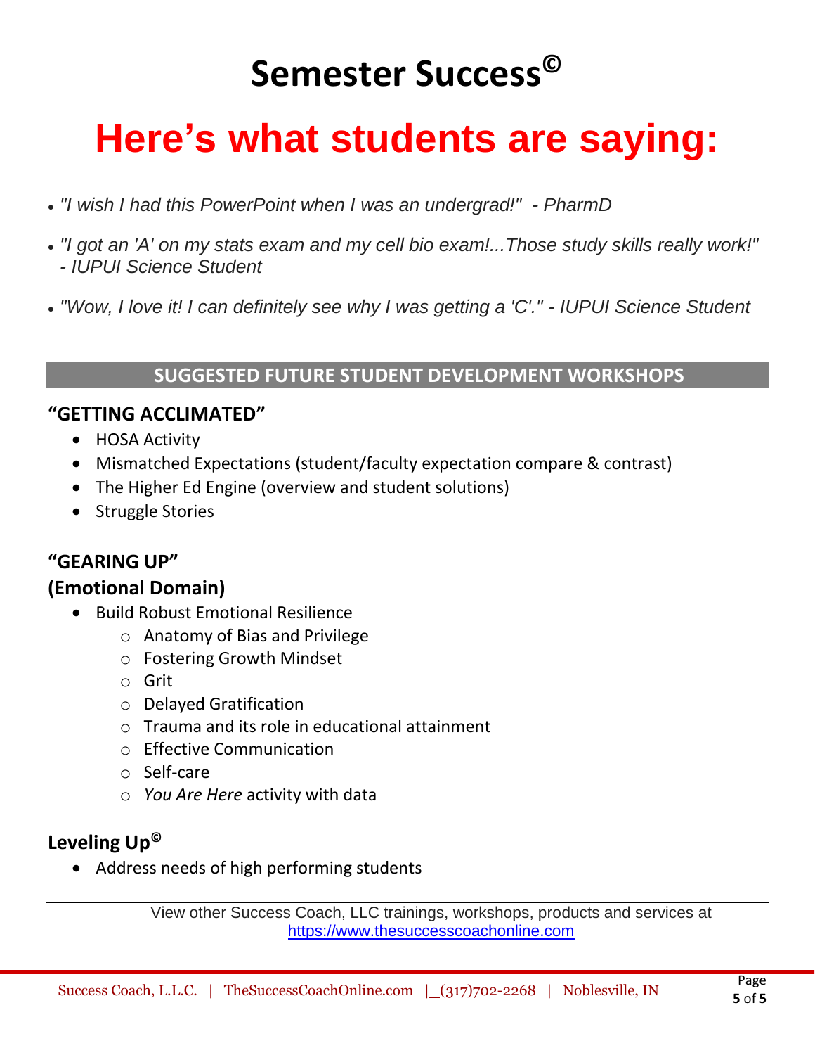# Semester Success©

## Here's what students are saying:

- *"I wish I had this PowerPoint when I was an undergrad!" - PharmD*
- *"I got an 'A' on my stats exam and my cell bio exam!...Those study skills really work!" - IUPUI Science Student*
- *"Wow, I love it! I can definitely see why I was getting a 'C'." - IUPUI Science Student*

## SUGGESTED FUTURE STUDENT DEVELOPMENT WORKSHOPS

### "GETTING ACCLIMATED"

- HOSA Activity
- Mismatched Expectations (student/faculty expectation compare & contrast)
- The Higher Ed Engine (overview and student solutions)
- Struggle Stories

### "GEARING UP"
### (Emotional Domain)

- Build Robust Emotional Resilience
  - Anatomy of Bias and Privilege
  - Fostering Growth Mindset
  - Grit
  - Delayed Gratification
  - Trauma and its role in educational attainment
  - Effective Communication
  - Self-care
  - *You Are Here* activity with data

### Leveling Up©

- Address needs of high performing students

View other Success Coach, LLC trainings, workshops, products and services at https://www.thesuccesscoachonline.com

Success Coach, L.L.C. | TheSuccessCoachOnline.com | (317)702-2268 | Noblesville, IN